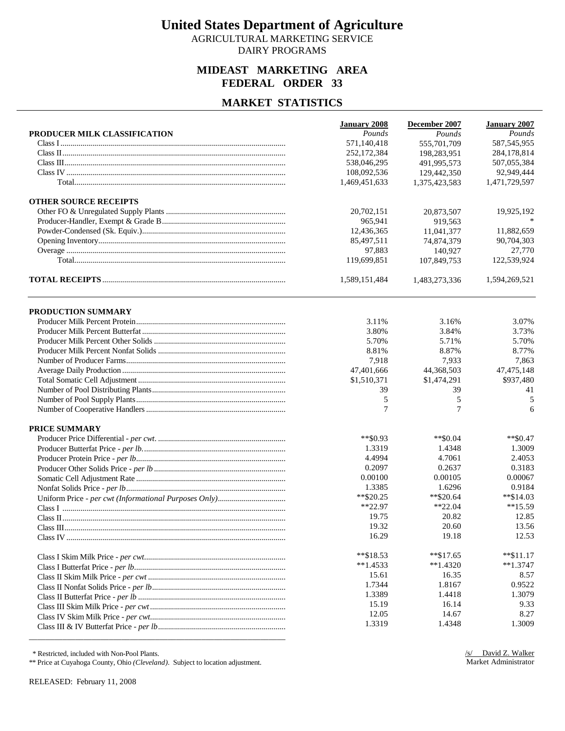# United States Department of Agriculture

AGRICULTURAL MARKETING SERVICE

DAIRY PROGRAMS

## MIDEAST MARKETING AREA
## FEDERAL ORDER 33

## MARKET STATISTICS

| PRODUCER MILK CLASSIFICATION | January 2008 *Pounds* | December 2007 *Pounds* | January 2007 *Pounds* |
|---|---|---|---|
| Class I | 571,140,418 | 555,701,709 | 587,545,955 |
| Class II | 252,172,384 | 198,283,951 | 284,178,814 |
| Class III | 538,046,295 | 491,995,573 | 507,055,384 |
| Class IV | 108,092,536 | 129,442,350 | 92,949,444 |
| Total | 1,469,451,633 | 1,375,423,583 | 1,471,729,597 |
| **OTHER SOURCE RECEIPTS** | | | |
| Other FO & Unregulated Supply Plants | 20,702,151 | 20,873,507 | 19,925,192 |
| Producer-Handler, Exempt & Grade B | 965,941 | 919,563 | * |
| Powder-Condensed (Sk. Equiv.) | 12,436,365 | 11,041,377 | 11,882,659 |
| Opening Inventory | 85,497,511 | 74,874,379 | 90,704,303 |
| Overage | 97,883 | 140,927 | 27,770 |
| Total | 119,699,851 | 107,849,753 | 122,539,924 |
| **TOTAL RECEIPTS** | 1,589,151,484 | 1,483,273,336 | 1,594,269,521 |

| PRODUCTION SUMMARY | January 2008 | December 2007 | January 2007 |
|---|---|---|---|
| Producer Milk Percent Protein | 3.11% | 3.16% | 3.07% |
| Producer Milk Percent Butterfat | 3.80% | 3.84% | 3.73% |
| Producer Milk Percent Other Solids | 5.70% | 5.71% | 5.70% |
| Producer Milk Percent Nonfat Solids | 8.81% | 8.87% | 8.77% |
| Number of Producer Farms | 7,918 | 7,933 | 7,863 |
| Average Daily Production | 47,401,666 | 44,368,503 | 47,475,148 |
| Total Somatic Cell Adjustment | $1,510,371 | $1,474,291 | $937,480 |
| Number of Pool Distributing Plants | 39 | 39 | 41 |
| Number of Pool Supply Plants | 5 | 5 | 5 |
| Number of Cooperative Handlers | 7 | 7 | 6 |
| **PRICE SUMMARY** | | | |
| Producer Price Differential - *per cwt.* | **$0.93 | **$0.04 | **$0.47 |
| Producer Butterfat Price - *per lb.* | 1.3319 | 1.4348 | 1.3009 |
| Producer Protein Price - *per lb* | 4.4994 | 4.7061 | 2.4053 |
| Producer Other Solids Price - *per lb* | 0.2097 | 0.2637 | 0.3183 |
| Somatic Cell Adjustment Rate | 0.00100 | 0.00105 | 0.00067 |
| Nonfat Solids Price - *per lb* | 1.3385 | 1.6296 | 0.9184 |
| Uniform Price - *per cwt (Informational Purposes Only)* | **$20.25 | **$20.64 | **$14.03 |
| Class I | **22.97 | **22.04 | **15.59 |
| Class II | 19.75 | 20.82 | 12.85 |
| Class III | 19.32 | 20.60 | 13.56 |
| Class IV | 16.29 | 19.18 | 12.53 |
| Class I Skim Milk Price - *per cwt* | **$18.53 | **$17.65 | **$11.17 |
| Class I Butterfat Price - *per lb* | **1.4533 | **1.4320 | **1.3747 |
| Class II Skim Milk Price - *per cwt* | 15.61 | 16.35 | 8.57 |
| Class II Nonfat Solids Price - *per lb* | 1.7344 | 1.8167 | 0.9522 |
| Class II Butterfat Price - *per lb* | 1.3389 | 1.4418 | 1.3079 |
| Class III Skim Milk Price - *per cwt* | 15.19 | 16.14 | 9.33 |
| Class IV Skim Milk Price - *per cwt* | 12.05 | 14.67 | 8.27 |
| Class III & IV Butterfat Price - *per lb* | 1.3319 | 1.4348 | 1.3009 |

\* Restricted, included with Non-Pool Plants.

** Price at Cuyahoga County, Ohio *(Cleveland)*. Subject to location adjustment.

/s/ David Z. Walker
Market Administrator

RELEASED: February 11, 2008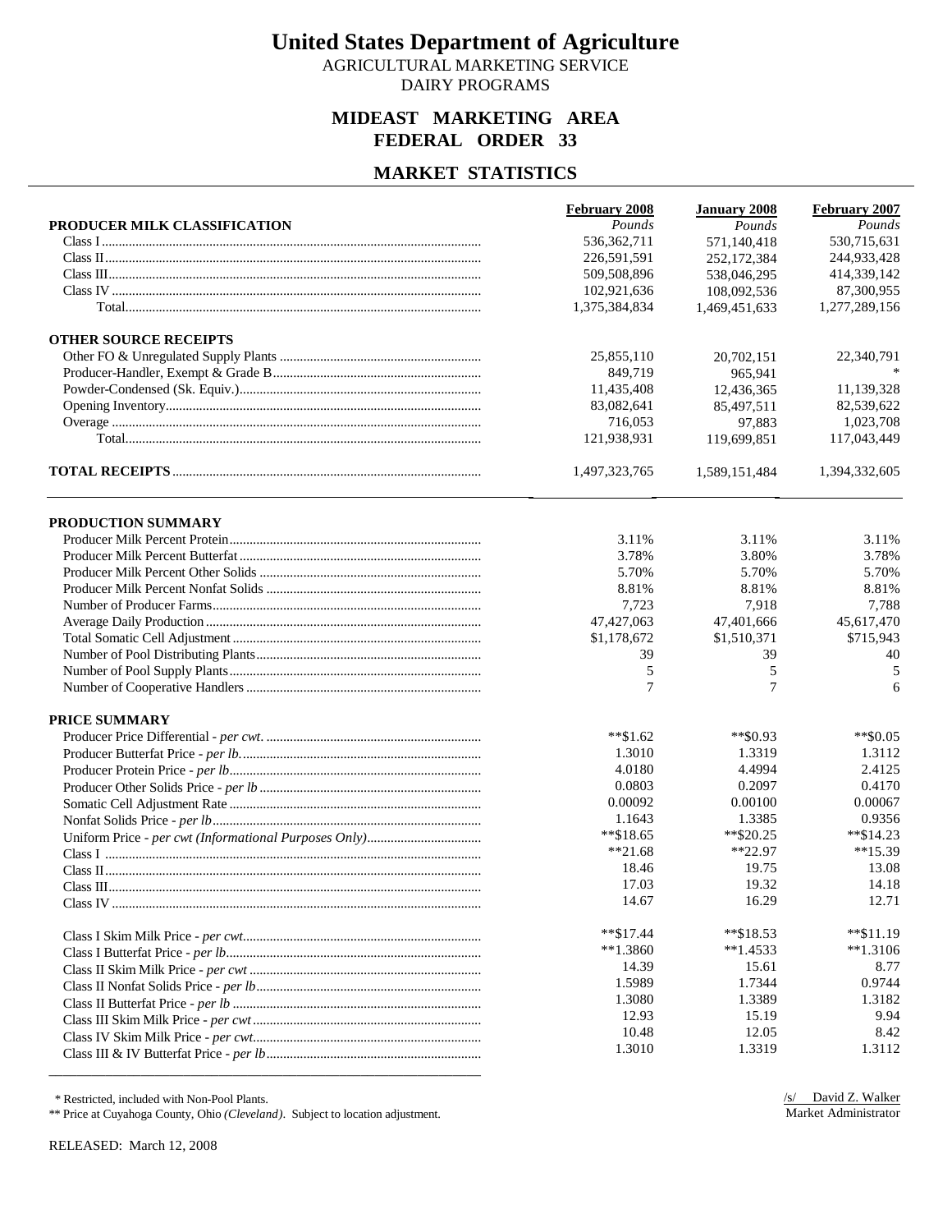# United States Department of Agriculture

AGRICULTURAL MARKETING SERVICE
DAIRY PROGRAMS

## MIDEAST MARKETING AREA
## FEDERAL ORDER 33

## MARKET STATISTICS

| | February 2008 | January 2008 | February 2007 |
|---|---|---|---|
| **PRODUCER MILK CLASSIFICATION** | *Pounds* | *Pounds* | *Pounds* |
| Class I | 536,362,711 | 571,140,418 | 530,715,631 |
| Class II | 226,591,591 | 252,172,384 | 244,933,428 |
| Class III | 509,508,896 | 538,046,295 | 414,339,142 |
| Class IV | 102,921,636 | 108,092,536 | 87,300,955 |
| Total | 1,375,384,834 | 1,469,451,633 | 1,277,289,156 |
| **OTHER SOURCE RECEIPTS** | | | |
| Other FO & Unregulated Supply Plants | 25,855,110 | 20,702,151 | 22,340,791 |
| Producer-Handler, Exempt & Grade B | 849,719 | 965,941 | * |
| Powder-Condensed (Sk. Equiv.) | 11,435,408 | 12,436,365 | 11,139,328 |
| Opening Inventory | 83,082,641 | 85,497,511 | 82,539,622 |
| Overage | 716,053 | 97,883 | 1,023,708 |
| Total | 121,938,931 | 119,699,851 | 117,043,449 |
| **TOTAL RECEIPTS** | 1,497,323,765 | 1,589,151,484 | 1,394,332,605 |

| | February 2008 | January 2008 | February 2007 |
|---|---|---|---|
| **PRODUCTION SUMMARY** | | | |
| Producer Milk Percent Protein | 3.11% | 3.11% | 3.11% |
| Producer Milk Percent Butterfat | 3.78% | 3.80% | 3.78% |
| Producer Milk Percent Other Solids | 5.70% | 5.70% | 5.70% |
| Producer Milk Percent Nonfat Solids | 8.81% | 8.81% | 8.81% |
| Number of Producer Farms | 7,723 | 7,918 | 7,788 |
| Average Daily Production | 47,427,063 | 47,401,666 | 45,617,470 |
| Total Somatic Cell Adjustment | $1,178,672 | $1,510,371 | $715,943 |
| Number of Pool Distributing Plants | 39 | 39 | 40 |
| Number of Pool Supply Plants | 5 | 5 | 5 |
| Number of Cooperative Handlers | 7 | 7 | 6 |
| **PRICE SUMMARY** | | | |
| Producer Price Differential - *per cwt.* | **$1.62 | **$0.93 | **$0.05 |
| Producer Butterfat Price - *per lb.* | 1.3010 | 1.3319 | 1.3112 |
| Producer Protein Price - *per lb* | 4.0180 | 4.4994 | 2.4125 |
| Producer Other Solids Price - *per lb* | 0.0803 | 0.2097 | 0.4170 |
| Somatic Cell Adjustment Rate | 0.00092 | 0.00100 | 0.00067 |
| Nonfat Solids Price - *per lb* | 1.1643 | 1.3385 | 0.9356 |
| Uniform Price - *per cwt (Informational Purposes Only)* | **$18.65 | **$20.25 | **$14.23 |
| Class I | **21.68 | **22.97 | **15.39 |
| Class II | 18.46 | 19.75 | 13.08 |
| Class III | 17.03 | 19.32 | 14.18 |
| Class IV | 14.67 | 16.29 | 12.71 |
| Class I Skim Milk Price - *per cwt* | **$17.44 | **$18.53 | **$11.19 |
| Class I Butterfat Price - *per lb* | **1.3860 | **1.4533 | **1.3106 |
| Class II Skim Milk Price - *per cwt* | 14.39 | 15.61 | 8.77 |
| Class II Nonfat Solids Price - *per lb* | 1.5989 | 1.7344 | 0.9744 |
| Class II Butterfat Price - *per lb* | 1.3080 | 1.3389 | 1.3182 |
| Class III Skim Milk Price - *per cwt* | 12.93 | 15.19 | 9.94 |
| Class IV Skim Milk Price - *per cwt* | 10.48 | 12.05 | 8.42 |
| Class III & IV Butterfat Price - *per lb* | 1.3010 | 1.3319 | 1.3112 |

\* Restricted, included with Non-Pool Plants.
** Price at Cuyahoga County, Ohio *(Cleveland)*. Subject to location adjustment.

/s/ David Z. Walker
Market Administrator

RELEASED: March 12, 2008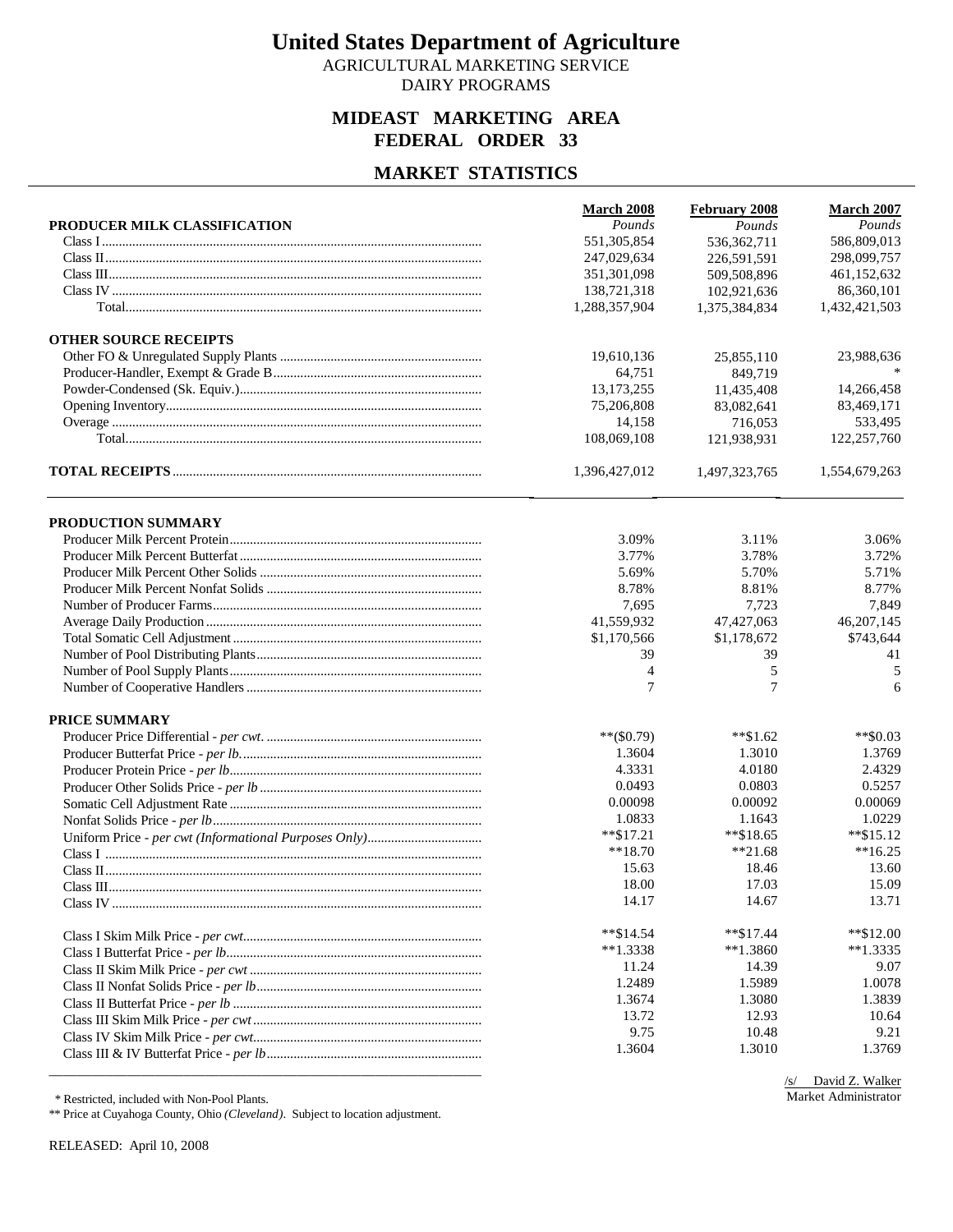# United States Department of Agriculture

AGRICULTURAL MARKETING SERVICE

DAIRY PROGRAMS

## MIDEAST MARKETING AREA
## FEDERAL ORDER 33

## MARKET STATISTICS

| PRODUCER MILK CLASSIFICATION | March 2008 *Pounds* | February 2008 *Pounds* | March 2007 *Pounds* |
|---|---|---|---|
| Class I | 551,305,854 | 536,362,711 | 586,809,013 |
| Class II | 247,029,634 | 226,591,591 | 298,099,757 |
| Class III | 351,301,098 | 509,508,896 | 461,152,632 |
| Class IV | 138,721,318 | 102,921,636 | 86,360,101 |
| Total | 1,288,357,904 | 1,375,384,834 | 1,432,421,503 |
| **OTHER SOURCE RECEIPTS** | | | |
| Other FO & Unregulated Supply Plants | 19,610,136 | 25,855,110 | 23,988,636 |
| Producer-Handler, Exempt & Grade B | 64,751 | 849,719 | * |
| Powder-Condensed (Sk. Equiv.) | 13,173,255 | 11,435,408 | 14,266,458 |
| Opening Inventory | 75,206,808 | 83,082,641 | 83,469,171 |
| Overage | 14,158 | 716,053 | 533,495 |
| Total | 108,069,108 | 121,938,931 | 122,257,760 |
| **TOTAL RECEIPTS** | 1,396,427,012 | 1,497,323,765 | 1,554,679,263 |

| PRODUCTION SUMMARY | March 2008 | February 2008 | March 2007 |
|---|---|---|---|
| Producer Milk Percent Protein | 3.09% | 3.11% | 3.06% |
| Producer Milk Percent Butterfat | 3.77% | 3.78% | 3.72% |
| Producer Milk Percent Other Solids | 5.69% | 5.70% | 5.71% |
| Producer Milk Percent Nonfat Solids | 8.78% | 8.81% | 8.77% |
| Number of Producer Farms | 7,695 | 7,723 | 7,849 |
| Average Daily Production | 41,559,932 | 47,427,063 | 46,207,145 |
| Total Somatic Cell Adjustment | $1,170,566 | $1,178,672 | $743,644 |
| Number of Pool Distributing Plants | 39 | 39 | 41 |
| Number of Pool Supply Plants | 4 | 5 | 5 |
| Number of Cooperative Handlers | 7 | 7 | 6 |
| **PRICE SUMMARY** | | | |
| Producer Price Differential - *per cwt.* | **($0.79) | **$1.62 | **$0.03 |
| Producer Butterfat Price - *per lb.* | 1.3604 | 1.3010 | 1.3769 |
| Producer Protein Price - *per lb* | 4.3331 | 4.0180 | 2.4329 |
| Producer Other Solids Price - *per lb* | 0.0493 | 0.0803 | 0.5257 |
| Somatic Cell Adjustment Rate | 0.00098 | 0.00092 | 0.00069 |
| Nonfat Solids Price - *per lb* | 1.0833 | 1.1643 | 1.0229 |
| Uniform Price - *per cwt (Informational Purposes Only)* | **$17.21 | **$18.65 | **$15.12 |
| Class I | **18.70 | **21.68 | **16.25 |
| Class II | 15.63 | 18.46 | 13.60 |
| Class III | 18.00 | 17.03 | 15.09 |
| Class IV | 14.17 | 14.67 | 13.71 |
| Class I Skim Milk Price - *per cwt.* | **$14.54 | **$17.44 | **$12.00 |
| Class I Butterfat Price - *per lb* | **1.3338 | **1.3860 | **1.3335 |
| Class II Skim Milk Price - *per cwt* | 11.24 | 14.39 | 9.07 |
| Class II Nonfat Solids Price - *per lb* | 1.2489 | 1.5989 | 1.0078 |
| Class II Butterfat Price - *per lb* | 1.3674 | 1.3080 | 1.3839 |
| Class III Skim Milk Price - *per cwt* | 13.72 | 12.93 | 10.64 |
| Class IV Skim Milk Price - *per cwt.* | 9.75 | 10.48 | 9.21 |
| Class III & IV Butterfat Price - *per lb* | 1.3604 | 1.3010 | 1.3769 |

/s/ David Z. Walker
Market Administrator

\* Restricted, included with Non-Pool Plants.

** Price at Cuyahoga County, Ohio *(Cleveland)*. Subject to location adjustment.

RELEASED: April 10, 2008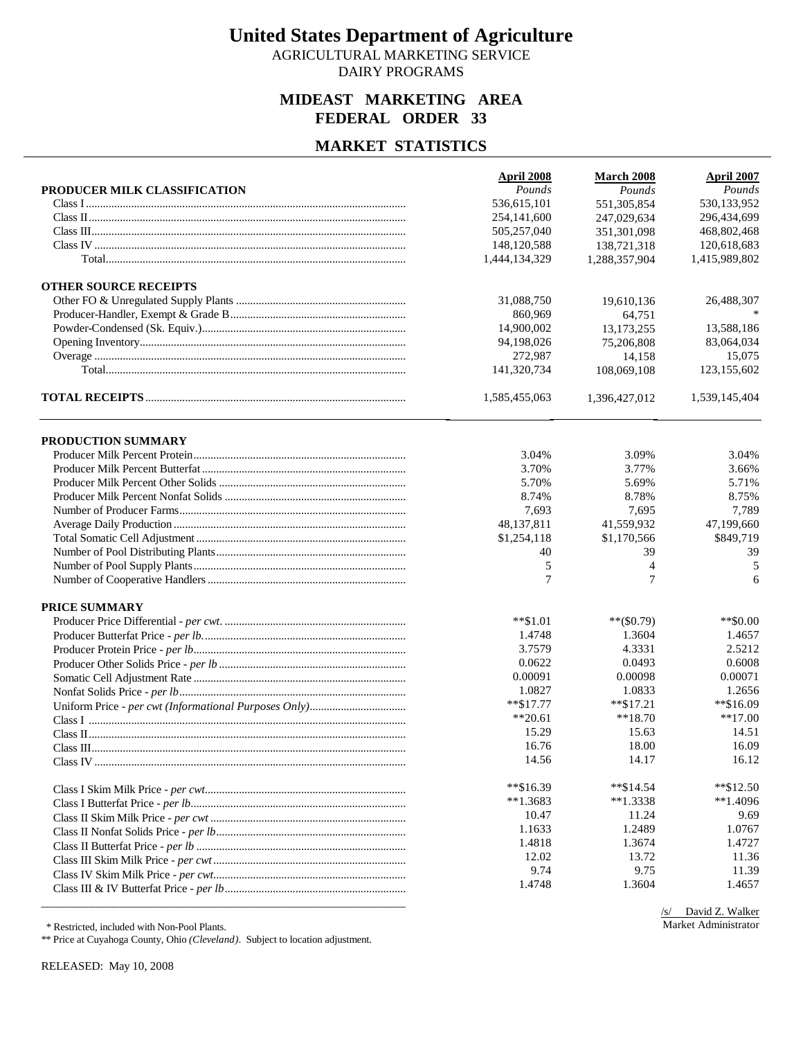# United States Department of Agriculture

AGRICULTURAL MARKETING SERVICE
DAIRY PROGRAMS

## MIDEAST MARKETING AREA
## FEDERAL ORDER 33

## MARKET STATISTICS

| PRODUCER MILK CLASSIFICATION | April 2008<br>*Pounds* | March 2008<br>*Pounds* | April 2007<br>*Pounds* |
|---|---|---|---|
| Class I | 536,615,101 | 551,305,854 | 530,133,952 |
| Class II | 254,141,600 | 247,029,634 | 296,434,699 |
| Class III | 505,257,040 | 351,301,098 | 468,802,468 |
| Class IV | 148,120,588 | 138,721,318 | 120,618,683 |
| Total | 1,444,134,329 | 1,288,357,904 | 1,415,989,802 |
| **OTHER SOURCE RECEIPTS** | | | |
| Other FO & Unregulated Supply Plants | 31,088,750 | 19,610,136 | 26,488,307 |
| Producer-Handler, Exempt & Grade B | 860,969 | 64,751 | * |
| Powder-Condensed (Sk. Equiv.) | 14,900,002 | 13,173,255 | 13,588,186 |
| Opening Inventory | 94,198,026 | 75,206,808 | 83,064,034 |
| Overage | 272,987 | 14,158 | 15,075 |
| Total | 141,320,734 | 108,069,108 | 123,155,602 |
| **TOTAL RECEIPTS** | 1,585,455,063 | 1,396,427,012 | 1,539,145,404 |

| PRODUCTION SUMMARY | April 2008 | March 2008 | April 2007 |
|---|---|---|---|
| Producer Milk Percent Protein | 3.04% | 3.09% | 3.04% |
| Producer Milk Percent Butterfat | 3.70% | 3.77% | 3.66% |
| Producer Milk Percent Other Solids | 5.70% | 5.69% | 5.71% |
| Producer Milk Percent Nonfat Solids | 8.74% | 8.78% | 8.75% |
| Number of Producer Farms | 7,693 | 7,695 | 7,789 |
| Average Daily Production | 48,137,811 | 41,559,932 | 47,199,660 |
| Total Somatic Cell Adjustment | $1,254,118 | $1,170,566 | $849,719 |
| Number of Pool Distributing Plants | 40 | 39 | 39 |
| Number of Pool Supply Plants | 5 | 4 | 5 |
| Number of Cooperative Handlers | 7 | 7 | 6 |
| **PRICE SUMMARY** | | | |
| Producer Price Differential - *per cwt.* | **$1.01 | **($0.79) | **$0.00 |
| Producer Butterfat Price - *per lb.* | 1.4748 | 1.3604 | 1.4657 |
| Producer Protein Price - *per lb* | 3.7579 | 4.3331 | 2.5212 |
| Producer Other Solids Price - *per lb* | 0.0622 | 0.0493 | 0.6008 |
| Somatic Cell Adjustment Rate | 0.00091 | 0.00098 | 0.00071 |
| Nonfat Solids Price - *per lb* | 1.0827 | 1.0833 | 1.2656 |
| Uniform Price - *per cwt (Informational Purposes Only)* | **$17.77 | **$17.21 | **$16.09 |
| Class I | **20.61 | **18.70 | **17.00 |
| Class II | 15.29 | 15.63 | 14.51 |
| Class III | 16.76 | 18.00 | 16.09 |
| Class IV | 14.56 | 14.17 | 16.12 |
| Class I Skim Milk Price - *per cwt* | **$16.39 | **$14.54 | **$12.50 |
| Class I Butterfat Price - *per lb* | **1.3683 | **1.3338 | **1.4096 |
| Class II Skim Milk Price - *per cwt* | 10.47 | 11.24 | 9.69 |
| Class II Nonfat Solids Price - *per lb* | 1.1633 | 1.2489 | 1.0767 |
| Class II Butterfat Price - *per lb* | 1.4818 | 1.3674 | 1.4727 |
| Class III Skim Milk Price - *per cwt* | 12.02 | 13.72 | 11.36 |
| Class IV Skim Milk Price - *per cwt* | 9.74 | 9.75 | 11.39 |
| Class III & IV Butterfat Price - *per lb* | 1.4748 | 1.3604 | 1.4657 |

/s/ David Z. Walker
Market Administrator

\* Restricted, included with Non-Pool Plants.
** Price at Cuyahoga County, Ohio *(Cleveland)*. Subject to location adjustment.

RELEASED: May 10, 2008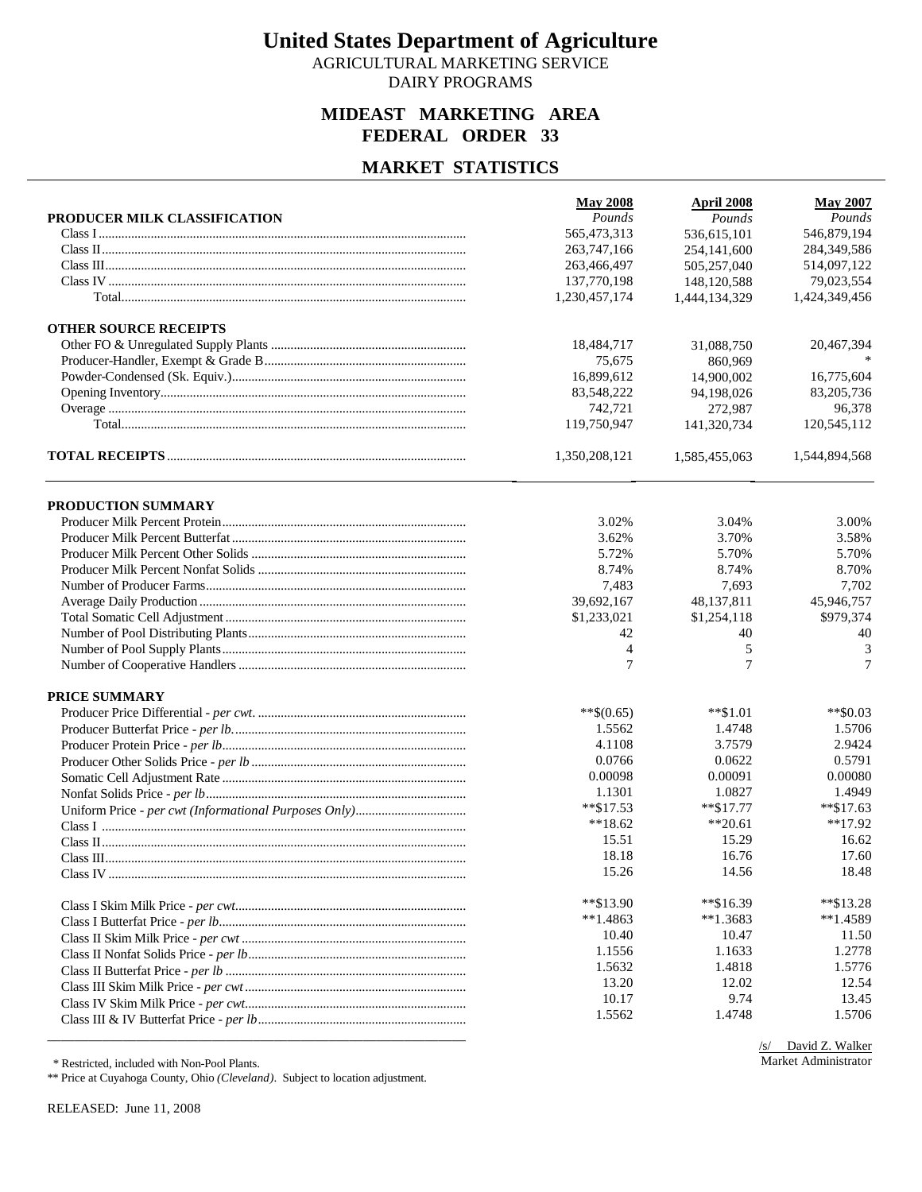# United States Department of Agriculture

AGRICULTURAL MARKETING SERVICE

DAIRY PROGRAMS

## MIDEAST MARKETING AREA
## FEDERAL ORDER 33

## MARKET STATISTICS

| PRODUCER MILK CLASSIFICATION | May 2008 *Pounds* | April 2008 *Pounds* | May 2007 *Pounds* |
|---|---|---|---|
| Class I | 565,473,313 | 536,615,101 | 546,879,194 |
| Class II | 263,747,166 | 254,141,600 | 284,349,586 |
| Class III | 263,466,497 | 505,257,040 | 514,097,122 |
| Class IV | 137,770,198 | 148,120,588 | 79,023,554 |
| Total | 1,230,457,174 | 1,444,134,329 | 1,424,349,456 |
| **OTHER SOURCE RECEIPTS** | | | |
| Other FO & Unregulated Supply Plants | 18,484,717 | 31,088,750 | 20,467,394 |
| Producer-Handler, Exempt & Grade B | 75,675 | 860,969 | * |
| Powder-Condensed (Sk. Equiv.) | 16,899,612 | 14,900,002 | 16,775,604 |
| Opening Inventory | 83,548,222 | 94,198,026 | 83,205,736 |
| Overage | 742,721 | 272,987 | 96,378 |
| Total | 119,750,947 | 141,320,734 | 120,545,112 |
| **TOTAL RECEIPTS** | 1,350,208,121 | 1,585,455,063 | 1,544,894,568 |

| PRODUCTION SUMMARY | May 2008 | April 2008 | May 2007 |
|---|---|---|---|
| Producer Milk Percent Protein | 3.02% | 3.04% | 3.00% |
| Producer Milk Percent Butterfat | 3.62% | 3.70% | 3.58% |
| Producer Milk Percent Other Solids | 5.72% | 5.70% | 5.70% |
| Producer Milk Percent Nonfat Solids | 8.74% | 8.74% | 8.70% |
| Number of Producer Farms | 7,483 | 7,693 | 7,702 |
| Average Daily Production | 39,692,167 | 48,137,811 | 45,946,757 |
| Total Somatic Cell Adjustment | $1,233,021 | $1,254,118 | $979,374 |
| Number of Pool Distributing Plants | 42 | 40 | 40 |
| Number of Pool Supply Plants | 4 | 5 | 3 |
| Number of Cooperative Handlers | 7 | 7 | 7 |
| **PRICE SUMMARY** | | | |
| Producer Price Differential - *per cwt.* | **$(0.65) | **$1.01 | **$0.03 |
| Producer Butterfat Price - *per lb.* | 1.5562 | 1.4748 | 1.5706 |
| Producer Protein Price - *per lb* | 4.1108 | 3.7579 | 2.9424 |
| Producer Other Solids Price - *per lb* | 0.0766 | 0.0622 | 0.5791 |
| Somatic Cell Adjustment Rate | 0.00098 | 0.00091 | 0.00080 |
| Nonfat Solids Price - *per lb* | 1.1301 | 1.0827 | 1.4949 |
| Uniform Price - *per cwt (Informational Purposes Only)* | **$17.53 | **$17.77 | **$17.63 |
| Class I | **18.62 | **20.61 | **17.92 |
| Class II | 15.51 | 15.29 | 16.62 |
| Class III | 18.18 | 16.76 | 17.60 |
| Class IV | 15.26 | 14.56 | 18.48 |
| Class I Skim Milk Price - *per cwt* | **$13.90 | **$16.39 | **$13.28 |
| Class I Butterfat Price - *per lb* | **1.4863 | **1.3683 | **1.4589 |
| Class II Skim Milk Price - *per cwt* | 10.40 | 10.47 | 11.50 |
| Class II Nonfat Solids Price - *per lb* | 1.1556 | 1.1633 | 1.2778 |
| Class II Butterfat Price - *per lb* | 1.5632 | 1.4818 | 1.5776 |
| Class III Skim Milk Price - *per cwt* | 13.20 | 12.02 | 12.54 |
| Class IV Skim Milk Price - *per cwt* | 10.17 | 9.74 | 13.45 |
| Class III & IV Butterfat Price - *per lb* | 1.5562 | 1.4748 | 1.5706 |

/s/ David Z. Walker
Market Administrator

\* Restricted, included with Non-Pool Plants.

** Price at Cuyahoga County, Ohio *(Cleveland)*. Subject to location adjustment.

RELEASED: June 11, 2008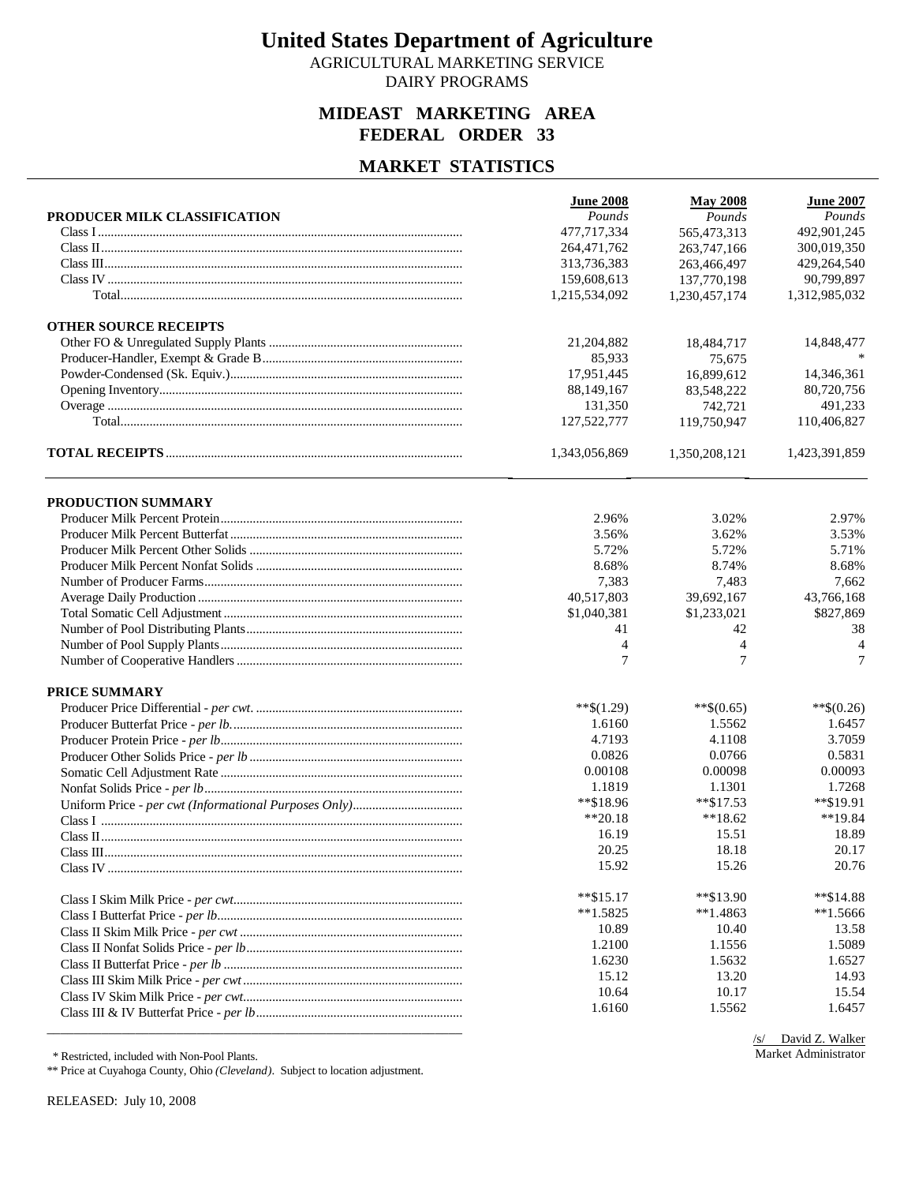# United States Department of Agriculture

AGRICULTURAL MARKETING SERVICE

DAIRY PROGRAMS

## MIDEAST MARKETING AREA
## FEDERAL ORDER 33

## MARKET STATISTICS

| PRODUCER MILK CLASSIFICATION | June 2008 *Pounds* | May 2008 *Pounds* | June 2007 *Pounds* |
|---|---|---|---|
| Class I | 477,717,334 | 565,473,313 | 492,901,245 |
| Class II | 264,471,762 | 263,747,166 | 300,019,350 |
| Class III | 313,736,383 | 263,466,497 | 429,264,540 |
| Class IV | 159,608,613 | 137,770,198 | 90,799,897 |
| Total | 1,215,534,092 | 1,230,457,174 | 1,312,985,032 |
| **OTHER SOURCE RECEIPTS** | | | |
| Other FO & Unregulated Supply Plants | 21,204,882 | 18,484,717 | 14,848,477 |
| Producer-Handler, Exempt & Grade B | 85,933 | 75,675 | * |
| Powder-Condensed (Sk. Equiv.) | 17,951,445 | 16,899,612 | 14,346,361 |
| Opening Inventory | 88,149,167 | 83,548,222 | 80,720,756 |
| Overage | 131,350 | 742,721 | 491,233 |
| Total | 127,522,777 | 119,750,947 | 110,406,827 |
| **TOTAL RECEIPTS** | 1,343,056,869 | 1,350,208,121 | 1,423,391,859 |

| PRODUCTION SUMMARY | June 2008 | May 2008 | June 2007 |
|---|---|---|---|
| Producer Milk Percent Protein | 2.96% | 3.02% | 2.97% |
| Producer Milk Percent Butterfat | 3.56% | 3.62% | 3.53% |
| Producer Milk Percent Other Solids | 5.72% | 5.72% | 5.71% |
| Producer Milk Percent Nonfat Solids | 8.68% | 8.74% | 8.68% |
| Number of Producer Farms | 7,383 | 7,483 | 7,662 |
| Average Daily Production | 40,517,803 | 39,692,167 | 43,766,168 |
| Total Somatic Cell Adjustment | $1,040,381 | $1,233,021 | $827,869 |
| Number of Pool Distributing Plants | 41 | 42 | 38 |
| Number of Pool Supply Plants | 4 | 4 | 4 |
| Number of Cooperative Handlers | 7 | 7 | 7 |

| PRICE SUMMARY | June 2008 | May 2008 | June 2007 |
|---|---|---|---|
| Producer Price Differential - *per cwt.* | **$(1.29) | **$(0.65) | **$(0.26) |
| Producer Butterfat Price - *per lb.* | 1.6160 | 1.5562 | 1.6457 |
| Producer Protein Price - *per lb* | 4.7193 | 4.1108 | 3.7059 |
| Producer Other Solids Price - *per lb* | 0.0826 | 0.0766 | 0.5831 |
| Somatic Cell Adjustment Rate | 0.00108 | 0.00098 | 0.00093 |
| Nonfat Solids Price - *per lb* | 1.1819 | 1.1301 | 1.7268 |
| Uniform Price - *per cwt (Informational Purposes Only)* | **$18.96 | **$17.53 | **$19.91 |
| Class I | **20.18 | **18.62 | **19.84 |
| Class II | 16.19 | 15.51 | 18.89 |
| Class III | 20.25 | 18.18 | 20.17 |
| Class IV | 15.92 | 15.26 | 20.76 |
| Class I Skim Milk Price - *per cwt* | **$15.17 | **$13.90 | **$14.88 |
| Class I Butterfat Price - *per lb* | **1.5825 | **1.4863 | **1.5666 |
| Class II Skim Milk Price - *per cwt* | 10.89 | 10.40 | 13.58 |
| Class II Nonfat Solids Price - *per lb* | 1.2100 | 1.1556 | 1.5089 |
| Class II Butterfat Price - *per lb* | 1.6230 | 1.5632 | 1.6527 |
| Class III Skim Milk Price - *per cwt* | 15.12 | 13.20 | 14.93 |
| Class IV Skim Milk Price - *per cwt* | 10.64 | 10.17 | 15.54 |
| Class III & IV Butterfat Price - *per lb* | 1.6160 | 1.5562 | 1.6457 |

/s/ David Z. Walker
Market Administrator

\* Restricted, included with Non-Pool Plants.

** Price at Cuyahoga County, Ohio *(Cleveland)*. Subject to location adjustment.

RELEASED: July 10, 2008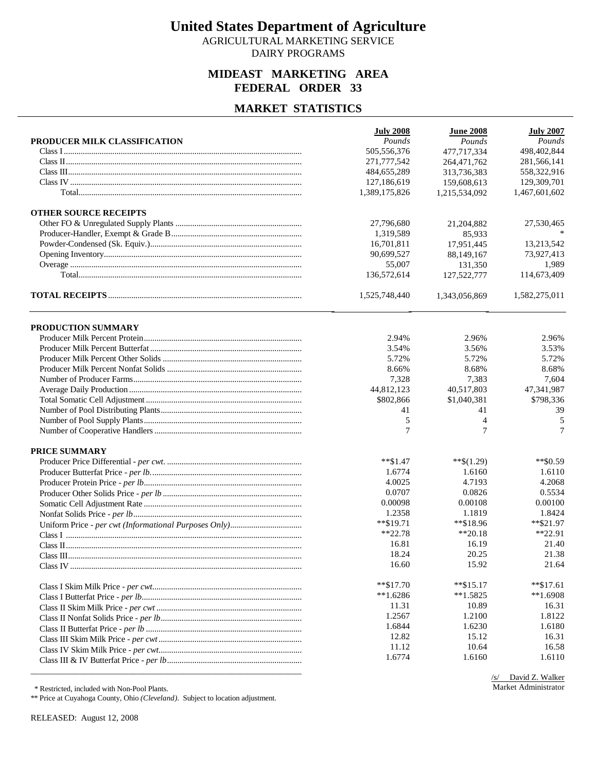# United States Department of Agriculture

AGRICULTURAL MARKETING SERVICE
DAIRY PROGRAMS

## MIDEAST MARKETING AREA
## FEDERAL ORDER 33

## MARKET STATISTICS

| PRODUCER MILK CLASSIFICATION | July 2008 *Pounds* | June 2008 *Pounds* | July 2007 *Pounds* |
|---|---|---|---|
| Class I | 505,556,376 | 477,717,334 | 498,402,844 |
| Class II | 271,777,542 | 264,471,762 | 281,566,141 |
| Class III | 484,655,289 | 313,736,383 | 558,322,916 |
| Class IV | 127,186,619 | 159,608,613 | 129,309,701 |
| Total | 1,389,175,826 | 1,215,534,092 | 1,467,601,602 |
| **OTHER SOURCE RECEIPTS** | | | |
| Other FO & Unregulated Supply Plants | 27,796,680 | 21,204,882 | 27,530,465 |
| Producer-Handler, Exempt & Grade B | 1,319,589 | 85,933 | * |
| Powder-Condensed (Sk. Equiv.) | 16,701,811 | 17,951,445 | 13,213,542 |
| Opening Inventory | 90,699,527 | 88,149,167 | 73,927,413 |
| Overage | 55,007 | 131,350 | 1,989 |
| Total | 136,572,614 | 127,522,777 | 114,673,409 |
| **TOTAL RECEIPTS** | 1,525,748,440 | 1,343,056,869 | 1,582,275,011 |

| PRODUCTION SUMMARY | July 2008 | June 2008 | July 2007 |
|---|---|---|---|
| Producer Milk Percent Protein | 2.94% | 2.96% | 2.96% |
| Producer Milk Percent Butterfat | 3.54% | 3.56% | 3.53% |
| Producer Milk Percent Other Solids | 5.72% | 5.72% | 5.72% |
| Producer Milk Percent Nonfat Solids | 8.66% | 8.68% | 8.68% |
| Number of Producer Farms | 7,328 | 7,383 | 7,604 |
| Average Daily Production | 44,812,123 | 40,517,803 | 47,341,987 |
| Total Somatic Cell Adjustment | $802,866 | $1,040,381 | $798,336 |
| Number of Pool Distributing Plants | 41 | 41 | 39 |
| Number of Pool Supply Plants | 5 | 4 | 5 |
| Number of Cooperative Handlers | 7 | 7 | 7 |
| **PRICE SUMMARY** | | | |
| Producer Price Differential - *per cwt.* | **$1.47 | **$(1.29) | **$0.59 |
| Producer Butterfat Price - *per lb.* | 1.6774 | 1.6160 | 1.6110 |
| Producer Protein Price - *per lb* | 4.0025 | 4.7193 | 4.2068 |
| Producer Other Solids Price - *per lb* | 0.0707 | 0.0826 | 0.5534 |
| Somatic Cell Adjustment Rate | 0.00098 | 0.00108 | 0.00100 |
| Nonfat Solids Price - *per lb* | 1.2358 | 1.1819 | 1.8424 |
| Uniform Price - *per cwt (Informational Purposes Only)* | **$19.71 | **$18.96 | **$21.97 |
| Class I | **22.78 | **20.18 | **22.91 |
| Class II | 16.81 | 16.19 | 21.40 |
| Class III | 18.24 | 20.25 | 21.38 |
| Class IV | 16.60 | 15.92 | 21.64 |
| Class I Skim Milk Price - *per cwt* | **$17.70 | **$15.17 | **$17.61 |
| Class I Butterfat Price - *per lb* | **1.6286 | **1.5825 | **1.6908 |
| Class II Skim Milk Price - *per cwt* | 11.31 | 10.89 | 16.31 |
| Class II Nonfat Solids Price - *per lb* | 1.2567 | 1.2100 | 1.8122 |
| Class II Butterfat Price - *per lb* | 1.6844 | 1.6230 | 1.6180 |
| Class III Skim Milk Price - *per cwt* | 12.82 | 15.12 | 16.31 |
| Class IV Skim Milk Price - *per cwt* | 11.12 | 10.64 | 16.58 |
| Class III & IV Butterfat Price - *per lb* | 1.6774 | 1.6160 | 1.6110 |

/s/ David Z. Walker
Market Administrator

\* Restricted, included with Non-Pool Plants.

** Price at Cuyahoga County, Ohio *(Cleveland)*. Subject to location adjustment.

RELEASED: August 12, 2008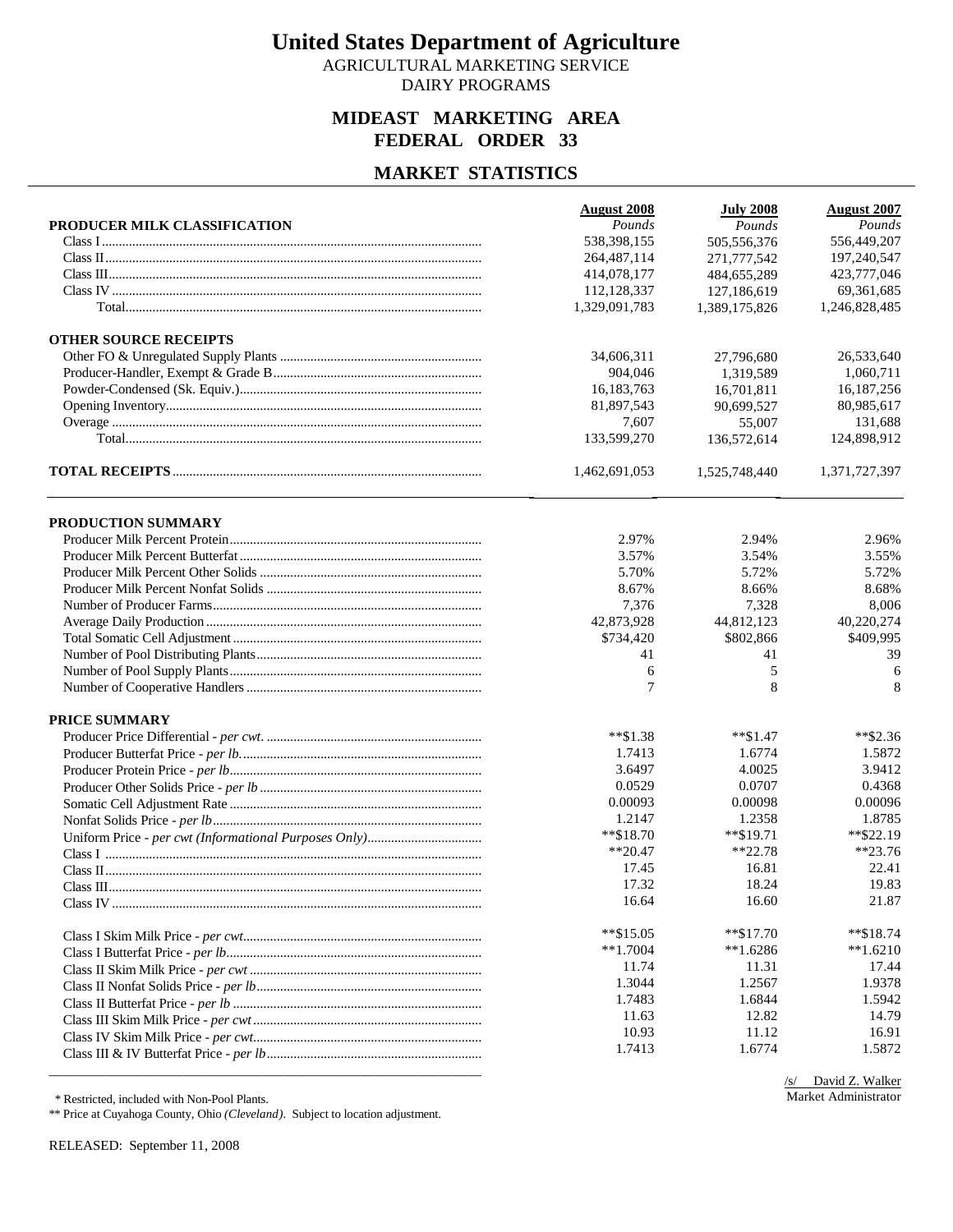# United States Department of Agriculture

AGRICULTURAL MARKETING SERVICE

DAIRY PROGRAMS

## MIDEAST MARKETING AREA
## FEDERAL ORDER 33

## MARKET STATISTICS

| | August 2008 | July 2008 | August 2007 |
|---|---|---|---|
| **PRODUCER MILK CLASSIFICATION** | *Pounds* | *Pounds* | *Pounds* |
| Class I | 538,398,155 | 505,556,376 | 556,449,207 |
| Class II | 264,487,114 | 271,777,542 | 197,240,547 |
| Class III | 414,078,177 | 484,655,289 | 423,777,046 |
| Class IV | 112,128,337 | 127,186,619 | 69,361,685 |
| Total | 1,329,091,783 | 1,389,175,826 | 1,246,828,485 |
| **OTHER SOURCE RECEIPTS** | | | |
| Other FO & Unregulated Supply Plants | 34,606,311 | 27,796,680 | 26,533,640 |
| Producer-Handler, Exempt & Grade B | 904,046 | 1,319,589 | 1,060,711 |
| Powder-Condensed (Sk. Equiv.) | 16,183,763 | 16,701,811 | 16,187,256 |
| Opening Inventory | 81,897,543 | 90,699,527 | 80,985,617 |
| Overage | 7,607 | 55,007 | 131,688 |
| Total | 133,599,270 | 136,572,614 | 124,898,912 |
| **TOTAL RECEIPTS** | 1,462,691,053 | 1,525,748,440 | 1,371,727,397 |

| | August 2008 | July 2008 | August 2007 |
|---|---|---|---|
| **PRODUCTION SUMMARY** | | | |
| Producer Milk Percent Protein | 2.97% | 2.94% | 2.96% |
| Producer Milk Percent Butterfat | 3.57% | 3.54% | 3.55% |
| Producer Milk Percent Other Solids | 5.70% | 5.72% | 5.72% |
| Producer Milk Percent Nonfat Solids | 8.67% | 8.66% | 8.68% |
| Number of Producer Farms | 7,376 | 7,328 | 8,006 |
| Average Daily Production | 42,873,928 | 44,812,123 | 40,220,274 |
| Total Somatic Cell Adjustment | $734,420 | $802,866 | $409,995 |
| Number of Pool Distributing Plants | 41 | 41 | 39 |
| Number of Pool Supply Plants | 6 | 5 | 6 |
| Number of Cooperative Handlers | 7 | 8 | 8 |
| **PRICE SUMMARY** | | | |
| Producer Price Differential - *per cwt.* | **$1.38 | **$1.47 | **$2.36 |
| Producer Butterfat Price - *per lb.* | 1.7413 | 1.6774 | 1.5872 |
| Producer Protein Price - *per lb* | 3.6497 | 4.0025 | 3.9412 |
| Producer Other Solids Price - *per lb* | 0.0529 | 0.0707 | 0.4368 |
| Somatic Cell Adjustment Rate | 0.00093 | 0.00098 | 0.00096 |
| Nonfat Solids Price - *per lb* | 1.2147 | 1.2358 | 1.8785 |
| Uniform Price - *per cwt (Informational Purposes Only)* | **$18.70 | **$19.71 | **$22.19 |
| Class I | **20.47 | **22.78 | **23.76 |
| Class II | 17.45 | 16.81 | 22.41 |
| Class III | 17.32 | 18.24 | 19.83 |
| Class IV | 16.64 | 16.60 | 21.87 |
| Class I Skim Milk Price - *per cwt.* | **$15.05 | **$17.70 | **$18.74 |
| Class I Butterfat Price - *per lb* | **1.7004 | **1.6286 | **1.6210 |
| Class II Skim Milk Price - *per cwt* | 11.74 | 11.31 | 17.44 |
| Class II Nonfat Solids Price - *per lb* | 1.3044 | 1.2567 | 1.9378 |
| Class II Butterfat Price - *per lb* | 1.7483 | 1.6844 | 1.5942 |
| Class III Skim Milk Price - *per cwt* | 11.63 | 12.82 | 14.79 |
| Class IV Skim Milk Price - *per cwt* | 10.93 | 11.12 | 16.91 |
| Class III & IV Butterfat Price - *per lb* | 1.7413 | 1.6774 | 1.5872 |

/s/ David Z. Walker
Market Administrator

* Restricted, included with Non-Pool Plants.

** Price at Cuyahoga County, Ohio *(Cleveland)*. Subject to location adjustment.

RELEASED: September 11, 2008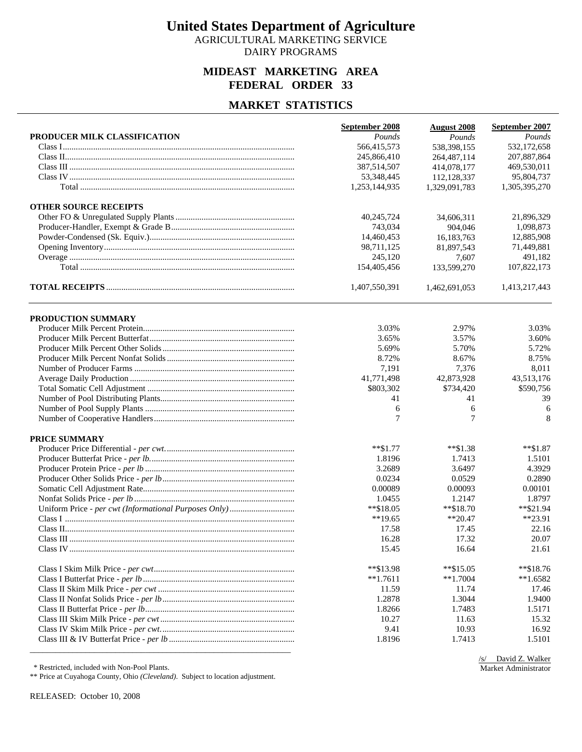# United States Department of Agriculture

AGRICULTURAL MARKETING SERVICE
DAIRY PROGRAMS

## MIDEAST MARKETING AREA
## FEDERAL ORDER 33

## MARKET STATISTICS

| | September 2008 | August 2008 | September 2007 |
|---|---|---|---|
| **PRODUCER MILK CLASSIFICATION** | *Pounds* | *Pounds* | *Pounds* |
| Class I | 566,415,573 | 538,398,155 | 532,172,658 |
| Class II | 245,866,410 | 264,487,114 | 207,887,864 |
| Class III | 387,514,507 | 414,078,177 | 469,530,011 |
| Class IV | 53,348,445 | 112,128,337 | 95,804,737 |
| Total | 1,253,144,935 | 1,329,091,783 | 1,305,395,270 |
| **OTHER SOURCE RECEIPTS** | | | |
| Other FO & Unregulated Supply Plants | 40,245,724 | 34,606,311 | 21,896,329 |
| Producer-Handler, Exempt & Grade B | 743,034 | 904,046 | 1,098,873 |
| Powder-Condensed (Sk. Equiv.) | 14,460,453 | 16,183,763 | 12,885,908 |
| Opening Inventory | 98,711,125 | 81,897,543 | 71,449,881 |
| Overage | 245,120 | 7,607 | 491,182 |
| Total | 154,405,456 | 133,599,270 | 107,822,173 |
| **TOTAL RECEIPTS** | 1,407,550,391 | 1,462,691,053 | 1,413,217,443 |

| | September 2008 | August 2008 | September 2007 |
|---|---|---|---|
| **PRODUCTION SUMMARY** | | | |
| Producer Milk Percent Protein | 3.03% | 2.97% | 3.03% |
| Producer Milk Percent Butterfat | 3.65% | 3.57% | 3.60% |
| Producer Milk Percent Other Solids | 5.69% | 5.70% | 5.72% |
| Producer Milk Percent Nonfat Solids | 8.72% | 8.67% | 8.75% |
| Number of Producer Farms | 7,191 | 7,376 | 8,011 |
| Average Daily Production | 41,771,498 | 42,873,928 | 43,513,176 |
| Total Somatic Cell Adjustment | $803,302 | $734,420 | $590,756 |
| Number of Pool Distributing Plants | 41 | 41 | 39 |
| Number of Pool Supply Plants | 6 | 6 | 6 |
| Number of Cooperative Handlers | 7 | 7 | 8 |
| **PRICE SUMMARY** | | | |
| Producer Price Differential - *per cwt.* | **$1.77 | **$1.38 | **$1.87 |
| Producer Butterfat Price - *per lb.* | 1.8196 | 1.7413 | 1.5101 |
| Producer Protein Price - *per lb* | 3.2689 | 3.6497 | 4.3929 |
| Producer Other Solids Price - *per lb* | 0.0234 | 0.0529 | 0.2890 |
| Somatic Cell Adjustment Rate | 0.00089 | 0.00093 | 0.00101 |
| Nonfat Solids Price - *per lb* | 1.0455 | 1.2147 | 1.8797 |
| Uniform Price - *per cwt (Informational Purposes Only)* | **$18.05 | **$18.70 | **$21.94 |
| Class I | **19.65 | **20.47 | **23.91 |
| Class II | 17.58 | 17.45 | 22.16 |
| Class III | 16.28 | 17.32 | 20.07 |
| Class IV | 15.45 | 16.64 | 21.61 |
| Class I Skim Milk Price - *per cwt* | **$13.98 | **$15.05 | **$18.76 |
| Class I Butterfat Price - *per lb* | **1.7611 | **1.7004 | **1.6582 |
| Class II Skim Milk Price - *per cwt* | 11.59 | 11.74 | 17.46 |
| Class II Nonfat Solids Price - *per lb* | 1.2878 | 1.3044 | 1.9400 |
| Class II Butterfat Price - *per lb* | 1.8266 | 1.7483 | 1.5171 |
| Class III Skim Milk Price - *per cwt* | 10.27 | 11.63 | 15.32 |
| Class IV Skim Milk Price - *per cwt.* | 9.41 | 10.93 | 16.92 |
| Class III & IV Butterfat Price - *per lb* | 1.8196 | 1.7413 | 1.5101 |

\* Restricted, included with Non-Pool Plants.

** Price at Cuyahoga County, Ohio *(Cleveland)*. Subject to location adjustment.

/s/ David Z. Walker
Market Administrator

RELEASED: October 10, 2008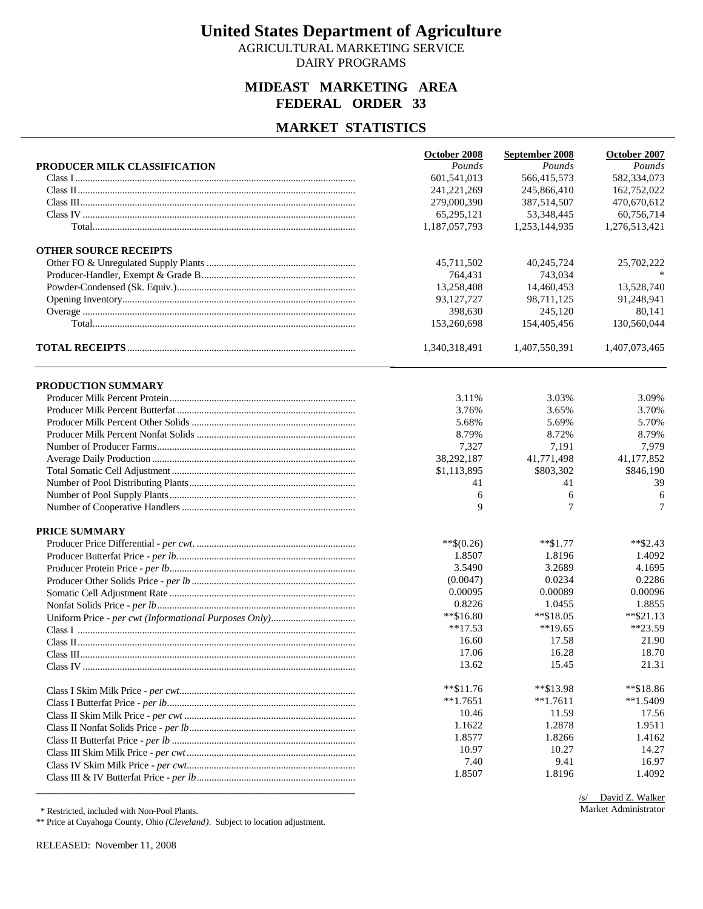# United States Department of Agriculture

AGRICULTURAL MARKETING SERVICE
DAIRY PROGRAMS

## MIDEAST MARKETING AREA
## FEDERAL ORDER 33

## MARKET STATISTICS

| PRODUCER MILK CLASSIFICATION | October 2008 | September 2008 | October 2007 |
|---|---|---|---|
| | *Pounds* | *Pounds* | *Pounds* |
| Class I | 601,541,013 | 566,415,573 | 582,334,073 |
| Class II | 241,221,269 | 245,866,410 | 162,752,022 |
| Class III | 279,000,390 | 387,514,507 | 470,670,612 |
| Class IV | 65,295,121 | 53,348,445 | 60,756,714 |
| Total | 1,187,057,793 | 1,253,144,935 | 1,276,513,421 |
| **OTHER SOURCE RECEIPTS** | | | |
| Other FO & Unregulated Supply Plants | 45,711,502 | 40,245,724 | 25,702,222 |
| Producer-Handler, Exempt & Grade B | 764,431 | 743,034 | * |
| Powder-Condensed (Sk. Equiv.) | 13,258,408 | 14,460,453 | 13,528,740 |
| Opening Inventory | 93,127,727 | 98,711,125 | 91,248,941 |
| Overage | 398,630 | 245,120 | 80,141 |
| Total | 153,260,698 | 154,405,456 | 130,560,044 |
| **TOTAL RECEIPTS** | 1,340,318,491 | 1,407,550,391 | 1,407,073,465 |

| PRODUCTION SUMMARY | October 2008 | September 2008 | October 2007 |
|---|---|---|---|
| Producer Milk Percent Protein | 3.11% | 3.03% | 3.09% |
| Producer Milk Percent Butterfat | 3.76% | 3.65% | 3.70% |
| Producer Milk Percent Other Solids | 5.68% | 5.69% | 5.70% |
| Producer Milk Percent Nonfat Solids | 8.79% | 8.72% | 8.79% |
| Number of Producer Farms | 7,327 | 7,191 | 7,979 |
| Average Daily Production | 38,292,187 | 41,771,498 | 41,177,852 |
| Total Somatic Cell Adjustment | $1,113,895 | $803,302 | $846,190 |
| Number of Pool Distributing Plants | 41 | 41 | 39 |
| Number of Pool Supply Plants | 6 | 6 | 6 |
| Number of Cooperative Handlers | 9 | 7 | 7 |
| **PRICE SUMMARY** | | | |
| Producer Price Differential - *per cwt.* | **$(0.26) | **$1.77 | **$2.43 |
| Producer Butterfat Price - *per lb.* | 1.8507 | 1.8196 | 1.4092 |
| Producer Protein Price - *per lb* | 3.5490 | 3.2689 | 4.1695 |
| Producer Other Solids Price - *per lb* | (0.0047) | 0.0234 | 0.2286 |
| Somatic Cell Adjustment Rate | 0.00095 | 0.00089 | 0.00096 |
| Nonfat Solids Price - *per lb* | 0.8226 | 1.0455 | 1.8855 |
| Uniform Price - *per cwt (Informational Purposes Only)* | **$16.80 | **$18.05 | **$21.13 |
| Class I | **17.53 | **19.65 | **23.59 |
| Class II | 16.60 | 17.58 | 21.90 |
| Class III | 17.06 | 16.28 | 18.70 |
| Class IV | 13.62 | 15.45 | 21.31 |
| Class I Skim Milk Price - *per cwt* | **$11.76 | **$13.98 | **$18.86 |
| Class I Butterfat Price - *per lb* | **1.7651 | **1.7611 | **1.5409 |
| Class II Skim Milk Price - *per cwt* | 10.46 | 11.59 | 17.56 |
| Class II Nonfat Solids Price - *per lb* | 1.1622 | 1.2878 | 1.9511 |
| Class II Butterfat Price - *per lb* | 1.8577 | 1.8266 | 1.4162 |
| Class III Skim Milk Price - *per cwt* | 10.97 | 10.27 | 14.27 |
| Class IV Skim Milk Price - *per cwt* | 7.40 | 9.41 | 16.97 |
| Class III & IV Butterfat Price - *per lb* | 1.8507 | 1.8196 | 1.4092 |

/s/ David Z. Walker
Market Administrator

\* Restricted, included with Non-Pool Plants.
** Price at Cuyahoga County, Ohio *(Cleveland)*. Subject to location adjustment.

RELEASED: November 11, 2008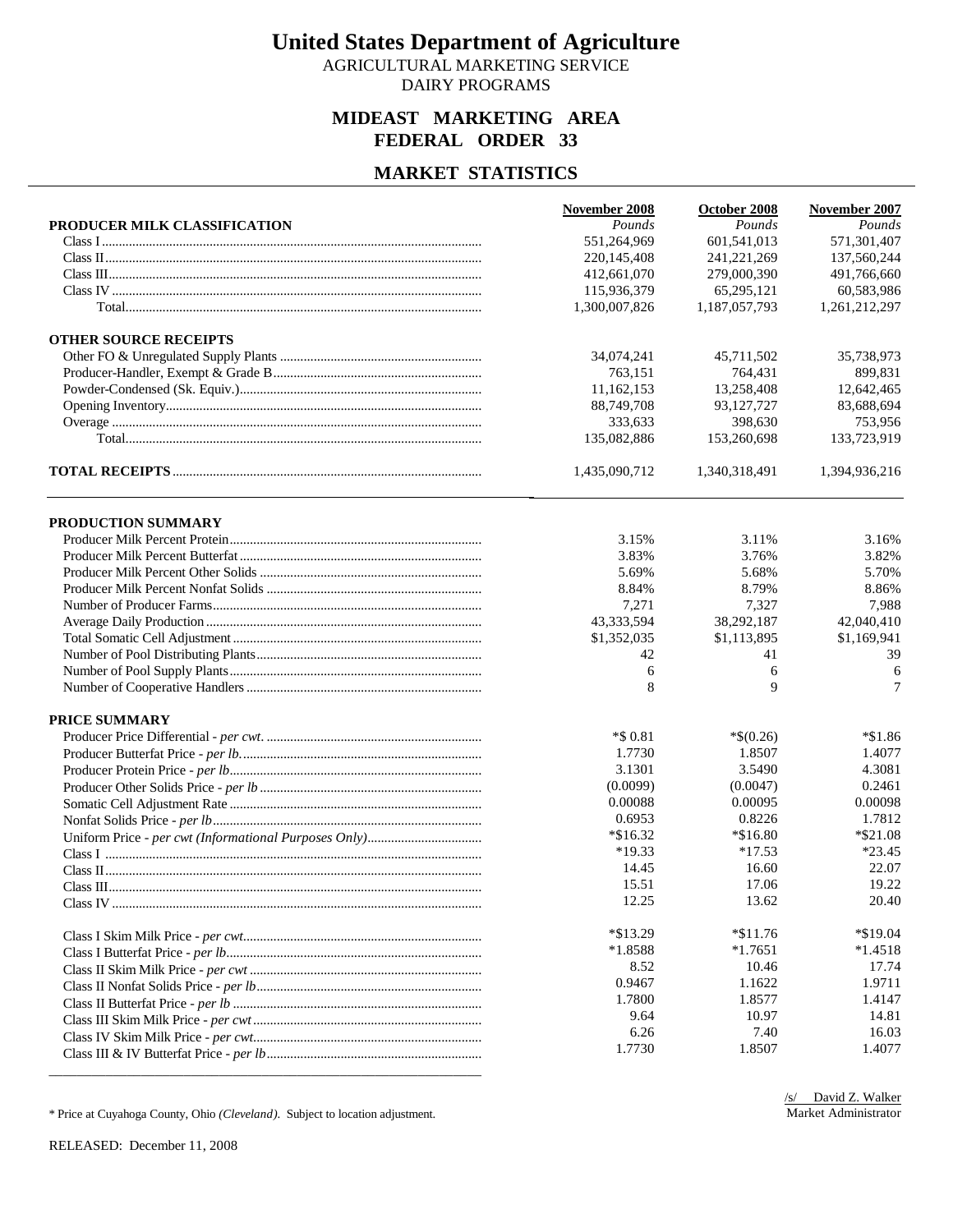# United States Department of Agriculture

AGRICULTURAL MARKETING SERVICE

DAIRY PROGRAMS

## MIDEAST MARKETING AREA
## FEDERAL ORDER 33

## MARKET STATISTICS

| | November 2008 | October 2008 | November 2007 |
|---|---|---|---|
| **PRODUCER MILK CLASSIFICATION** | *Pounds* | *Pounds* | *Pounds* |
| Class I | 551,264,969 | 601,541,013 | 571,301,407 |
| Class II | 220,145,408 | 241,221,269 | 137,560,244 |
| Class III | 412,661,070 | 279,000,390 | 491,766,660 |
| Class IV | 115,936,379 | 65,295,121 | 60,583,986 |
| Total | 1,300,007,826 | 1,187,057,793 | 1,261,212,297 |
| **OTHER SOURCE RECEIPTS** | | | |
| Other FO & Unregulated Supply Plants | 34,074,241 | 45,711,502 | 35,738,973 |
| Producer-Handler, Exempt & Grade B | 763,151 | 764,431 | 899,831 |
| Powder-Condensed (Sk. Equiv.) | 11,162,153 | 13,258,408 | 12,642,465 |
| Opening Inventory | 88,749,708 | 93,127,727 | 83,688,694 |
| Overage | 333,633 | 398,630 | 753,956 |
| Total | 135,082,886 | 153,260,698 | 133,723,919 |
| **TOTAL RECEIPTS** | 1,435,090,712 | 1,340,318,491 | 1,394,936,216 |

| | November 2008 | October 2008 | November 2007 |
|---|---|---|---|
| **PRODUCTION SUMMARY** | | | |
| Producer Milk Percent Protein | 3.15% | 3.11% | 3.16% |
| Producer Milk Percent Butterfat | 3.83% | 3.76% | 3.82% |
| Producer Milk Percent Other Solids | 5.69% | 5.68% | 5.70% |
| Producer Milk Percent Nonfat Solids | 8.84% | 8.79% | 8.86% |
| Number of Producer Farms | 7,271 | 7,327 | 7,988 |
| Average Daily Production | 43,333,594 | 38,292,187 | 42,040,410 |
| Total Somatic Cell Adjustment | $1,352,035 | $1,113,895 | $1,169,941 |
| Number of Pool Distributing Plants | 42 | 41 | 39 |
| Number of Pool Supply Plants | 6 | 6 | 6 |
| Number of Cooperative Handlers | 8 | 9 | 7 |
| **PRICE SUMMARY** | | | |
| Producer Price Differential - *per cwt.* | *$ 0.81 | *$(0.26) | *$1.86 |
| Producer Butterfat Price - *per lb.* | 1.7730 | 1.8507 | 1.4077 |
| Producer Protein Price - *per lb* | 3.1301 | 3.5490 | 4.3081 |
| Producer Other Solids Price - *per lb* | (0.0099) | (0.0047) | 0.2461 |
| Somatic Cell Adjustment Rate | 0.00088 | 0.00095 | 0.00098 |
| Nonfat Solids Price - *per lb* | 0.6953 | 0.8226 | 1.7812 |
| Uniform Price - *per cwt (Informational Purposes Only)* | *$16.32 | *$16.80 | *$21.08 |
| Class I | *19.33 | *17.53 | *23.45 |
| Class II | 14.45 | 16.60 | 22.07 |
| Class III | 15.51 | 17.06 | 19.22 |
| Class IV | 12.25 | 13.62 | 20.40 |
| Class I Skim Milk Price - *per cwt* | *$13.29 | *$11.76 | *$19.04 |
| Class I Butterfat Price - *per lb* | *1.8588 | *1.7651 | *1.4518 |
| Class II Skim Milk Price - *per cwt* | 8.52 | 10.46 | 17.74 |
| Class II Nonfat Solids Price - *per lb* | 0.9467 | 1.1622 | 1.9711 |
| Class II Butterfat Price - *per lb* | 1.7800 | 1.8577 | 1.4147 |
| Class III Skim Milk Price - *per cwt* | 9.64 | 10.97 | 14.81 |
| Class IV Skim Milk Price - *per cwt* | 6.26 | 7.40 | 16.03 |
| Class III & IV Butterfat Price - *per lb* | 1.7730 | 1.8507 | 1.4077 |

* Price at Cuyahoga County, Ohio *(Cleveland)*. Subject to location adjustment.

/s/ David Z. Walker
Market Administrator

RELEASED: December 11, 2008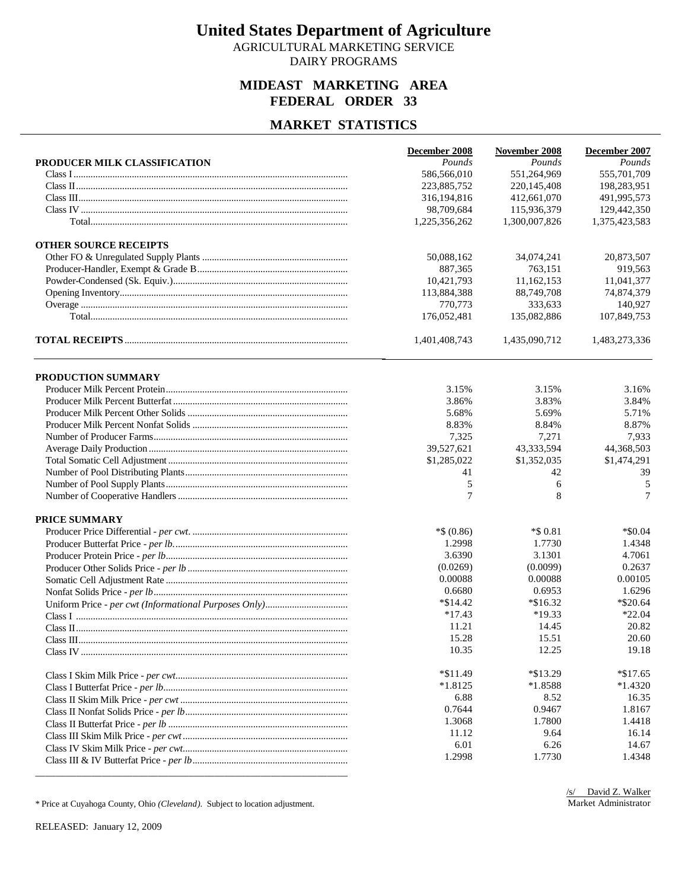# United States Department of Agriculture

AGRICULTURAL MARKETING SERVICE

DAIRY PROGRAMS

## MIDEAST MARKETING AREA
## FEDERAL ORDER 33

## MARKET STATISTICS

| | December 2008 | November 2008 | December 2007 |
|---|---|---|---|
| **PRODUCER MILK CLASSIFICATION** | *Pounds* | *Pounds* | *Pounds* |
| Class I | 586,566,010 | 551,264,969 | 555,701,709 |
| Class II | 223,885,752 | 220,145,408 | 198,283,951 |
| Class III | 316,194,816 | 412,661,070 | 491,995,573 |
| Class IV | 98,709,684 | 115,936,379 | 129,442,350 |
| Total | 1,225,356,262 | 1,300,007,826 | 1,375,423,583 |
| **OTHER SOURCE RECEIPTS** | | | |
| Other FO & Unregulated Supply Plants | 50,088,162 | 34,074,241 | 20,873,507 |
| Producer-Handler, Exempt & Grade B | 887,365 | 763,151 | 919,563 |
| Powder-Condensed (Sk. Equiv.) | 10,421,793 | 11,162,153 | 11,041,377 |
| Opening Inventory | 113,884,388 | 88,749,708 | 74,874,379 |
| Overage | 770,773 | 333,633 | 140,927 |
| Total | 176,052,481 | 135,082,886 | 107,849,753 |
| **TOTAL RECEIPTS** | 1,401,408,743 | 1,435,090,712 | 1,483,273,336 |

| | December 2008 | November 2008 | December 2007 |
|---|---|---|---|
| **PRODUCTION SUMMARY** | | | |
| Producer Milk Percent Protein | 3.15% | 3.15% | 3.16% |
| Producer Milk Percent Butterfat | 3.86% | 3.83% | 3.84% |
| Producer Milk Percent Other Solids | 5.68% | 5.69% | 5.71% |
| Producer Milk Percent Nonfat Solids | 8.83% | 8.84% | 8.87% |
| Number of Producer Farms | 7,325 | 7,271 | 7,933 |
| Average Daily Production | 39,527,621 | 43,333,594 | 44,368,503 |
| Total Somatic Cell Adjustment | $1,285,022 | $1,352,035 | $1,474,291 |
| Number of Pool Distributing Plants | 41 | 42 | 39 |
| Number of Pool Supply Plants | 5 | 6 | 5 |
| Number of Cooperative Handlers | 7 | 8 | 7 |
| **PRICE SUMMARY** | | | |
| Producer Price Differential - *per cwt.* | *$ (0.86) | *$ 0.81 | *$0.04 |
| Producer Butterfat Price - *per lb.* | 1.2998 | 1.7730 | 1.4348 |
| Producer Protein Price - *per lb* | 3.6390 | 3.1301 | 4.7061 |
| Producer Other Solids Price - *per lb* | (0.0269) | (0.0099) | 0.2637 |
| Somatic Cell Adjustment Rate | 0.00088 | 0.00088 | 0.00105 |
| Nonfat Solids Price - *per lb* | 0.6680 | 0.6953 | 1.6296 |
| Uniform Price - *per cwt (Informational Purposes Only)* | *$14.42 | *$16.32 | *$20.64 |
| Class I | *17.43 | *19.33 | *22.04 |
| Class II | 11.21 | 14.45 | 20.82 |
| Class III | 15.28 | 15.51 | 20.60 |
| Class IV | 10.35 | 12.25 | 19.18 |
| Class I Skim Milk Price - *per cwt* | *$11.49 | *$13.29 | *$17.65 |
| Class I Butterfat Price - *per lb* | *1.8125 | *1.8588 | *1.4320 |
| Class II Skim Milk Price - *per cwt* | 6.88 | 8.52 | 16.35 |
| Class II Nonfat Solids Price - *per lb* | 0.7644 | 0.9467 | 1.8167 |
| Class II Butterfat Price - *per lb* | 1.3068 | 1.7800 | 1.4418 |
| Class III Skim Milk Price - *per cwt* | 11.12 | 9.64 | 16.14 |
| Class IV Skim Milk Price - *per cwt* | 6.01 | 6.26 | 14.67 |
| Class III & IV Butterfat Price - *per lb* | 1.2998 | 1.7730 | 1.4348 |

\* Price at Cuyahoga County, Ohio *(Cleveland)*. Subject to location adjustment.

/s/ David Z. Walker
Market Administrator

RELEASED: January 12, 2009